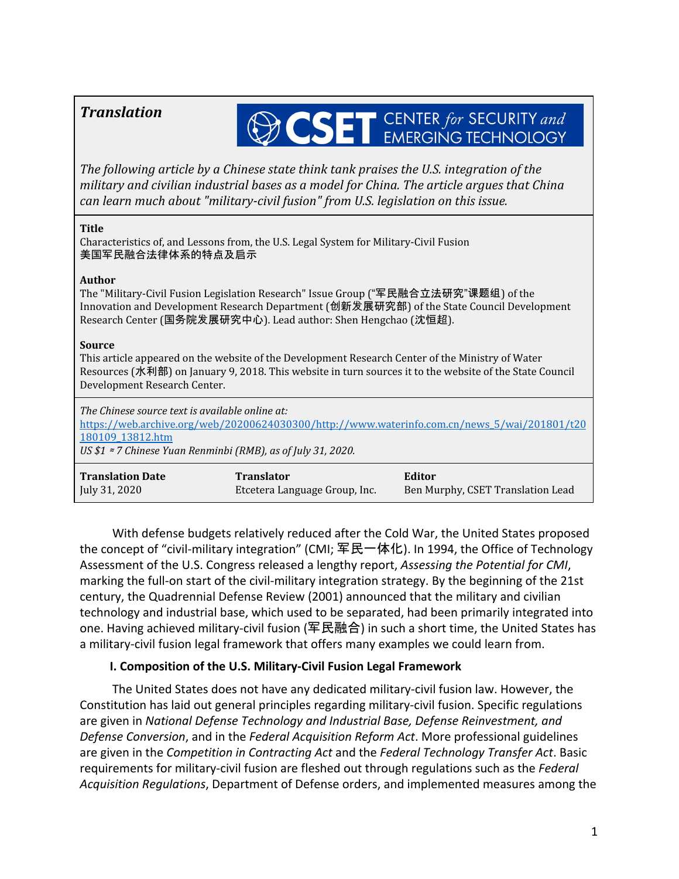***Translation***

CSET CENTER *for* SECURITY *and* EMERGING TECHNOLOGY

*The following article by a Chinese state think tank praises the U.S. integration of the military and civilian industrial bases as a model for China. The article argues that China can learn much about "military-civil fusion" from U.S. legislation on this issue.*

**Title**
Characteristics of, and Lessons from, the U.S. Legal System for Military-Civil Fusion
美国军民融合法律体系的特点及启示

**Author**
The "Military-Civil Fusion Legislation Research" Issue Group ("军民融合立法研究"课题组) of the Innovation and Development Research Department (创新发展研究部) of the State Council Development Research Center (国务院发展研究中心). Lead author: Shen Hengchao (沈恒超).

**Source**
This article appeared on the website of the Development Research Center of the Ministry of Water Resources (水利部) on January 9, 2018. This website in turn sources it to the website of the State Council Development Research Center.

*The Chinese source text is available online at:*
https://web.archive.org/web/20200624030300/http://www.waterinfo.com.cn/news_5/wai/201801/t20180109_13812.htm
*US $1 ≈ 7 Chinese Yuan Renminbi (RMB), as of July 31, 2020.*

| **Translation Date** | **Translator** | **Editor** |
|---|---|---|
| July 31, 2020 | Etcetera Language Group, Inc. | Ben Murphy, CSET Translation Lead |

With defense budgets relatively reduced after the Cold War, the United States proposed the concept of "civil-military integration" (CMI; 军民一体化). In 1994, the Office of Technology Assessment of the U.S. Congress released a lengthy report, *Assessing the Potential for CMI*, marking the full-on start of the civil-military integration strategy. By the beginning of the 21st century, the Quadrennial Defense Review (2001) announced that the military and civilian technology and industrial base, which used to be separated, had been primarily integrated into one. Having achieved military-civil fusion (军民融合) in such a short time, the United States has a military-civil fusion legal framework that offers many examples we could learn from.

## I. Composition of the U.S. Military-Civil Fusion Legal Framework

The United States does not have any dedicated military-civil fusion law. However, the Constitution has laid out general principles regarding military-civil fusion. Specific regulations are given in *National Defense Technology and Industrial Base, Defense Reinvestment, and Defense Conversion*, and in the *Federal Acquisition Reform Act*. More professional guidelines are given in the *Competition in Contracting Act* and the *Federal Technology Transfer Act*. Basic requirements for military-civil fusion are fleshed out through regulations such as the *Federal Acquisition Regulations*, Department of Defense orders, and implemented measures among the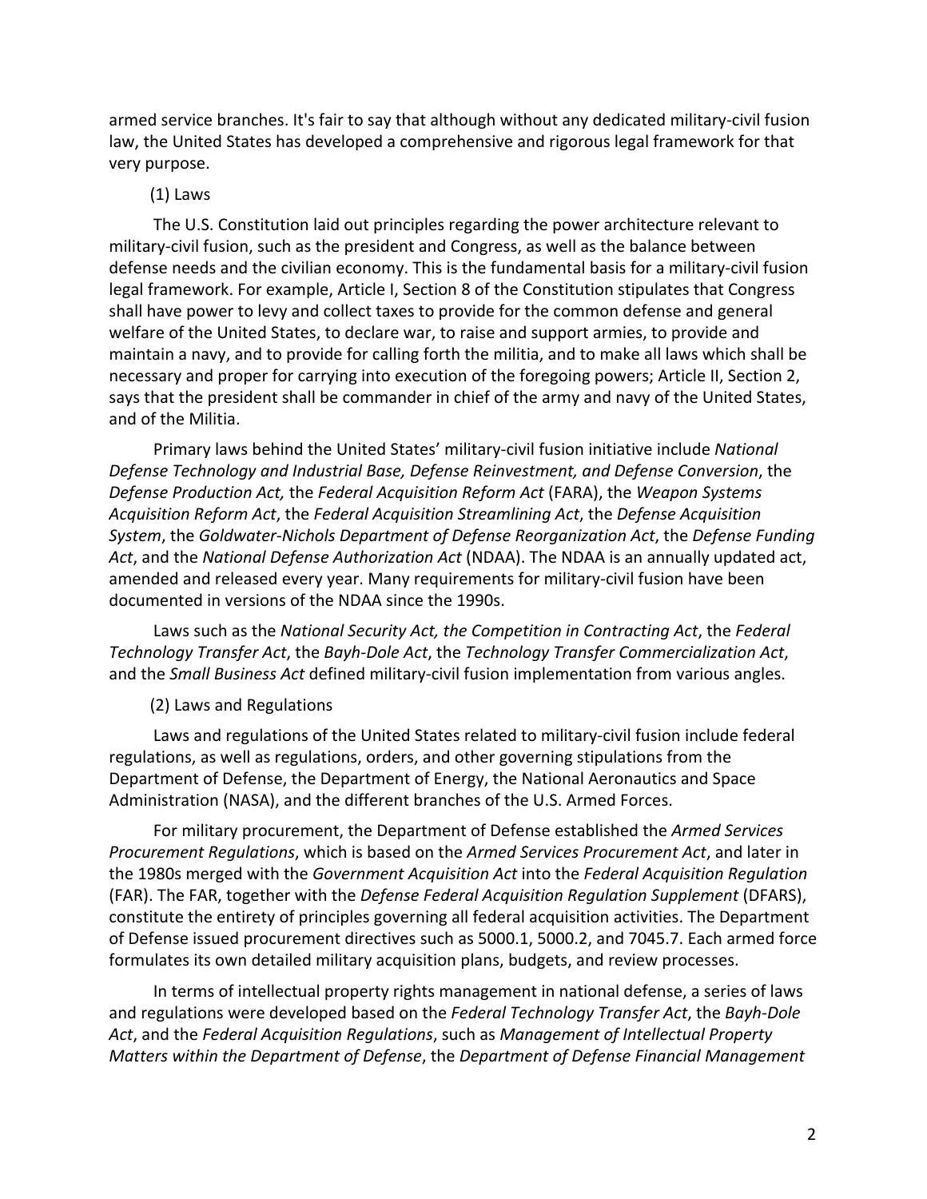armed service branches. It's fair to say that although without any dedicated military-civil fusion law, the United States has developed a comprehensive and rigorous legal framework for that very purpose.

(1) Laws

The U.S. Constitution laid out principles regarding the power architecture relevant to military-civil fusion, such as the president and Congress, as well as the balance between defense needs and the civilian economy. This is the fundamental basis for a military-civil fusion legal framework. For example, Article I, Section 8 of the Constitution stipulates that Congress shall have power to levy and collect taxes to provide for the common defense and general welfare of the United States, to declare war, to raise and support armies, to provide and maintain a navy, and to provide for calling forth the militia, and to make all laws which shall be necessary and proper for carrying into execution of the foregoing powers; Article II, Section 2, says that the president shall be commander in chief of the army and navy of the United States, and of the Militia.

Primary laws behind the United States' military-civil fusion initiative include *National Defense Technology and Industrial Base, Defense Reinvestment, and Defense Conversion*, the *Defense Production Act,* the *Federal Acquisition Reform Act* (FARA), the *Weapon Systems Acquisition Reform Act*, the *Federal Acquisition Streamlining Act*, the *Defense Acquisition System*, the *Goldwater-Nichols Department of Defense Reorganization Act*, the *Defense Funding Act*, and the *National Defense Authorization Act* (NDAA). The NDAA is an annually updated act, amended and released every year. Many requirements for military-civil fusion have been documented in versions of the NDAA since the 1990s.

Laws such as the *National Security Act, the Competition in Contracting Act*, the *Federal Technology Transfer Act*, the *Bayh-Dole Act*, the *Technology Transfer Commercialization Act*, and the *Small Business Act* defined military-civil fusion implementation from various angles.

(2) Laws and Regulations

Laws and regulations of the United States related to military-civil fusion include federal regulations, as well as regulations, orders, and other governing stipulations from the Department of Defense, the Department of Energy, the National Aeronautics and Space Administration (NASA), and the different branches of the U.S. Armed Forces.

For military procurement, the Department of Defense established the *Armed Services Procurement Regulations*, which is based on the *Armed Services Procurement Act*, and later in the 1980s merged with the *Government Acquisition Act* into the *Federal Acquisition Regulation* (FAR). The FAR, together with the *Defense Federal Acquisition Regulation Supplement* (DFARS), constitute the entirety of principles governing all federal acquisition activities. The Department of Defense issued procurement directives such as 5000.1, 5000.2, and 7045.7. Each armed force formulates its own detailed military acquisition plans, budgets, and review processes.

In terms of intellectual property rights management in national defense, a series of laws and regulations were developed based on the *Federal Technology Transfer Act*, the *Bayh-Dole Act*, and the *Federal Acquisition Regulations*, such as *Management of Intellectual Property Matters within the Department of Defense*, the *Department of Defense Financial Management*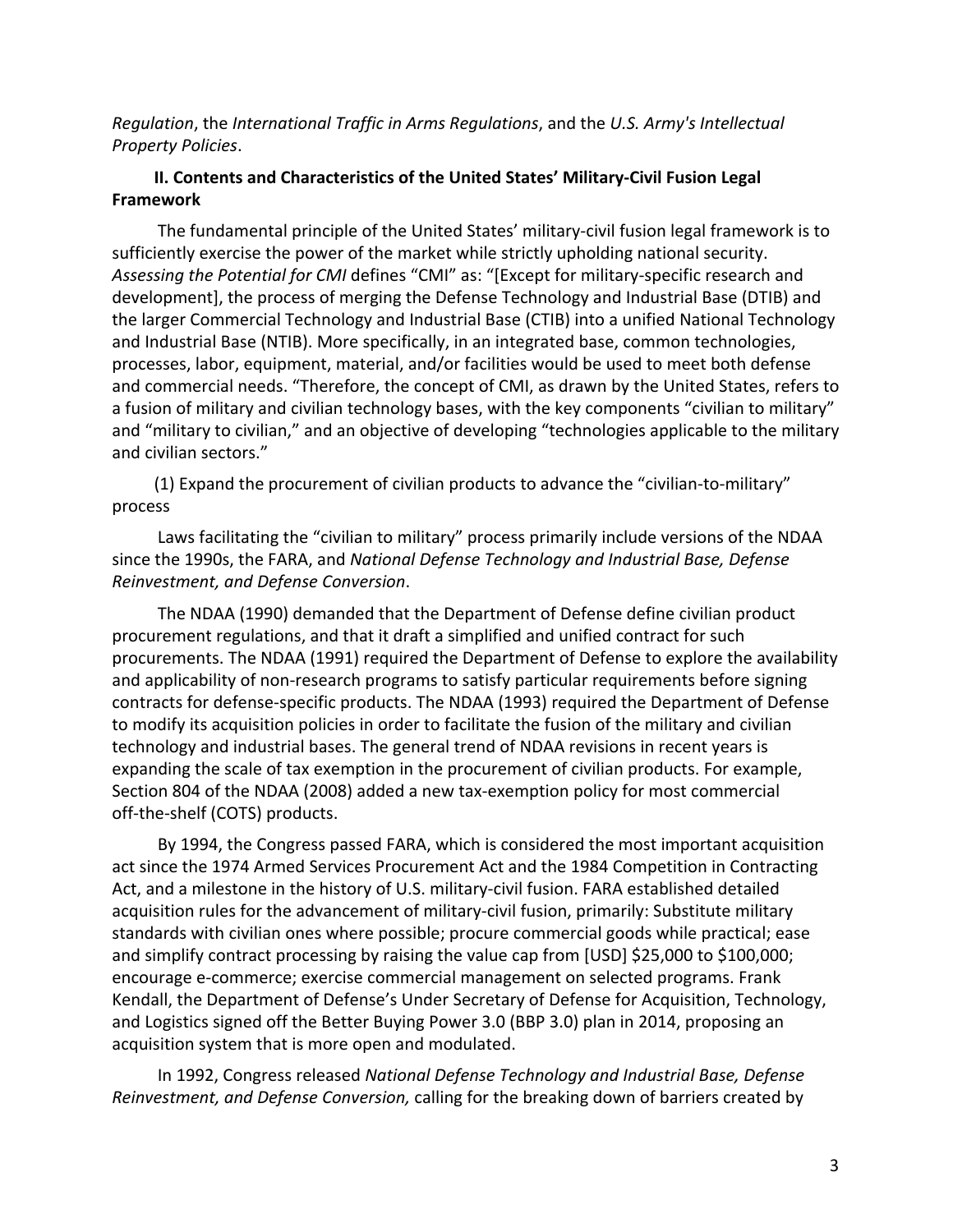*Regulation*, the *International Traffic in Arms Regulations*, and the *U.S. Army's Intellectual Property Policies*.

## II. Contents and Characteristics of the United States' Military-Civil Fusion Legal Framework

The fundamental principle of the United States' military-civil fusion legal framework is to sufficiently exercise the power of the market while strictly upholding national security. *Assessing the Potential for CMI* defines "CMI" as: "[Except for military-specific research and development], the process of merging the Defense Technology and Industrial Base (DTIB) and the larger Commercial Technology and Industrial Base (CTIB) into a unified National Technology and Industrial Base (NTIB). More specifically, in an integrated base, common technologies, processes, labor, equipment, material, and/or facilities would be used to meet both defense and commercial needs. "Therefore, the concept of CMI, as drawn by the United States, refers to a fusion of military and civilian technology bases, with the key components "civilian to military" and "military to civilian," and an objective of developing "technologies applicable to the military and civilian sectors."

(1) Expand the procurement of civilian products to advance the "civilian-to-military" process

Laws facilitating the "civilian to military" process primarily include versions of the NDAA since the 1990s, the FARA, and *National Defense Technology and Industrial Base, Defense Reinvestment, and Defense Conversion*.

The NDAA (1990) demanded that the Department of Defense define civilian product procurement regulations, and that it draft a simplified and unified contract for such procurements. The NDAA (1991) required the Department of Defense to explore the availability and applicability of non-research programs to satisfy particular requirements before signing contracts for defense-specific products. The NDAA (1993) required the Department of Defense to modify its acquisition policies in order to facilitate the fusion of the military and civilian technology and industrial bases. The general trend of NDAA revisions in recent years is expanding the scale of tax exemption in the procurement of civilian products. For example, Section 804 of the NDAA (2008) added a new tax-exemption policy for most commercial off-the-shelf (COTS) products.

By 1994, the Congress passed FARA, which is considered the most important acquisition act since the 1974 Armed Services Procurement Act and the 1984 Competition in Contracting Act, and a milestone in the history of U.S. military-civil fusion. FARA established detailed acquisition rules for the advancement of military-civil fusion, primarily: Substitute military standards with civilian ones where possible; procure commercial goods while practical; ease and simplify contract processing by raising the value cap from [USD] $25,000 to $100,000; encourage e-commerce; exercise commercial management on selected programs. Frank Kendall, the Department of Defense's Under Secretary of Defense for Acquisition, Technology, and Logistics signed off the Better Buying Power 3.0 (BBP 3.0) plan in 2014, proposing an acquisition system that is more open and modulated.

In 1992, Congress released *National Defense Technology and Industrial Base, Defense Reinvestment, and Defense Conversion,* calling for the breaking down of barriers created by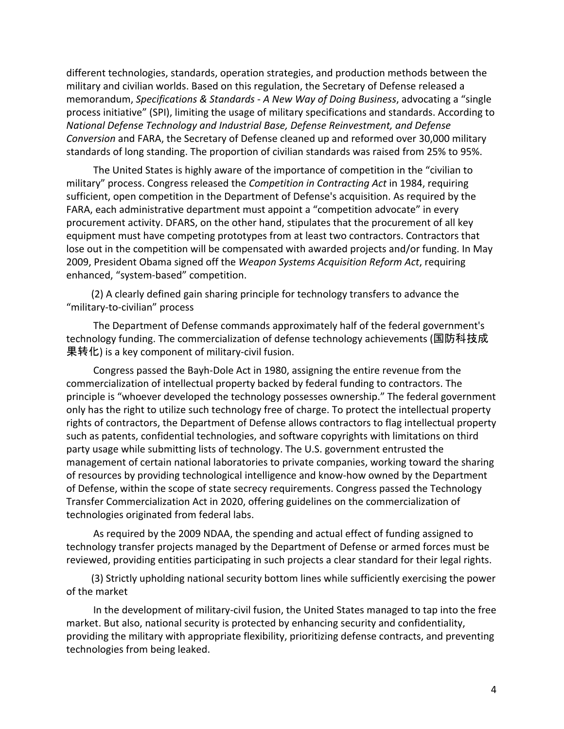different technologies, standards, operation strategies, and production methods between the military and civilian worlds. Based on this regulation, the Secretary of Defense released a memorandum, *Specifications & Standards - A New Way of Doing Business*, advocating a "single process initiative" (SPI), limiting the usage of military specifications and standards. According to *National Defense Technology and Industrial Base, Defense Reinvestment, and Defense Conversion* and FARA, the Secretary of Defense cleaned up and reformed over 30,000 military standards of long standing. The proportion of civilian standards was raised from 25% to 95%.

The United States is highly aware of the importance of competition in the "civilian to military" process. Congress released the *Competition in Contracting Act* in 1984, requiring sufficient, open competition in the Department of Defense's acquisition. As required by the FARA, each administrative department must appoint a "competition advocate" in every procurement activity. DFARS, on the other hand, stipulates that the procurement of all key equipment must have competing prototypes from at least two contractors. Contractors that lose out in the competition will be compensated with awarded projects and/or funding. In May 2009, President Obama signed off the *Weapon Systems Acquisition Reform Act*, requiring enhanced, "system-based" competition.

(2) A clearly defined gain sharing principle for technology transfers to advance the "military-to-civilian" process

The Department of Defense commands approximately half of the federal government's technology funding. The commercialization of defense technology achievements (国防科技成果转化) is a key component of military-civil fusion.

Congress passed the Bayh-Dole Act in 1980, assigning the entire revenue from the commercialization of intellectual property backed by federal funding to contractors. The principle is "whoever developed the technology possesses ownership." The federal government only has the right to utilize such technology free of charge. To protect the intellectual property rights of contractors, the Department of Defense allows contractors to flag intellectual property such as patents, confidential technologies, and software copyrights with limitations on third party usage while submitting lists of technology. The U.S. government entrusted the management of certain national laboratories to private companies, working toward the sharing of resources by providing technological intelligence and know-how owned by the Department of Defense, within the scope of state secrecy requirements. Congress passed the Technology Transfer Commercialization Act in 2020, offering guidelines on the commercialization of technologies originated from federal labs.

As required by the 2009 NDAA, the spending and actual effect of funding assigned to technology transfer projects managed by the Department of Defense or armed forces must be reviewed, providing entities participating in such projects a clear standard for their legal rights.

(3) Strictly upholding national security bottom lines while sufficiently exercising the power of the market

In the development of military-civil fusion, the United States managed to tap into the free market. But also, national security is protected by enhancing security and confidentiality, providing the military with appropriate flexibility, prioritizing defense contracts, and preventing technologies from being leaked.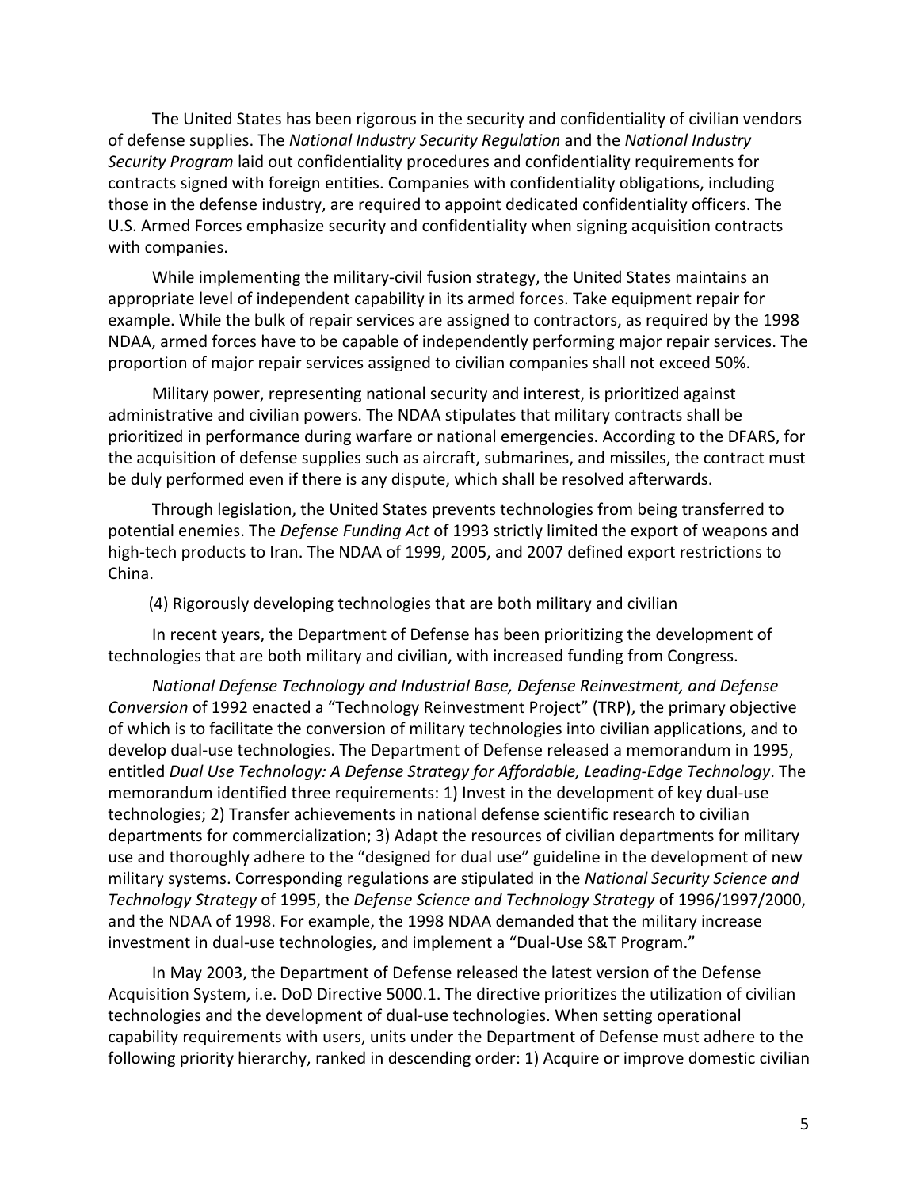The United States has been rigorous in the security and confidentiality of civilian vendors of defense supplies. The *National Industry Security Regulation* and the *National Industry Security Program* laid out confidentiality procedures and confidentiality requirements for contracts signed with foreign entities. Companies with confidentiality obligations, including those in the defense industry, are required to appoint dedicated confidentiality officers. The U.S. Armed Forces emphasize security and confidentiality when signing acquisition contracts with companies.

While implementing the military-civil fusion strategy, the United States maintains an appropriate level of independent capability in its armed forces. Take equipment repair for example. While the bulk of repair services are assigned to contractors, as required by the 1998 NDAA, armed forces have to be capable of independently performing major repair services. The proportion of major repair services assigned to civilian companies shall not exceed 50%.

Military power, representing national security and interest, is prioritized against administrative and civilian powers. The NDAA stipulates that military contracts shall be prioritized in performance during warfare or national emergencies. According to the DFARS, for the acquisition of defense supplies such as aircraft, submarines, and missiles, the contract must be duly performed even if there is any dispute, which shall be resolved afterwards.

Through legislation, the United States prevents technologies from being transferred to potential enemies. The *Defense Funding Act* of 1993 strictly limited the export of weapons and high-tech products to Iran. The NDAA of 1999, 2005, and 2007 defined export restrictions to China.

(4) Rigorously developing technologies that are both military and civilian

In recent years, the Department of Defense has been prioritizing the development of technologies that are both military and civilian, with increased funding from Congress.

*National Defense Technology and Industrial Base, Defense Reinvestment, and Defense Conversion* of 1992 enacted a "Technology Reinvestment Project" (TRP), the primary objective of which is to facilitate the conversion of military technologies into civilian applications, and to develop dual-use technologies. The Department of Defense released a memorandum in 1995, entitled *Dual Use Technology: A Defense Strategy for Affordable, Leading-Edge Technology*. The memorandum identified three requirements: 1) Invest in the development of key dual-use technologies; 2) Transfer achievements in national defense scientific research to civilian departments for commercialization; 3) Adapt the resources of civilian departments for military use and thoroughly adhere to the "designed for dual use" guideline in the development of new military systems. Corresponding regulations are stipulated in the *National Security Science and Technology Strategy* of 1995, the *Defense Science and Technology Strategy* of 1996/1997/2000, and the NDAA of 1998. For example, the 1998 NDAA demanded that the military increase investment in dual-use technologies, and implement a "Dual-Use S&T Program."

In May 2003, the Department of Defense released the latest version of the Defense Acquisition System, i.e. DoD Directive 5000.1. The directive prioritizes the utilization of civilian technologies and the development of dual-use technologies. When setting operational capability requirements with users, units under the Department of Defense must adhere to the following priority hierarchy, ranked in descending order: 1) Acquire or improve domestic civilian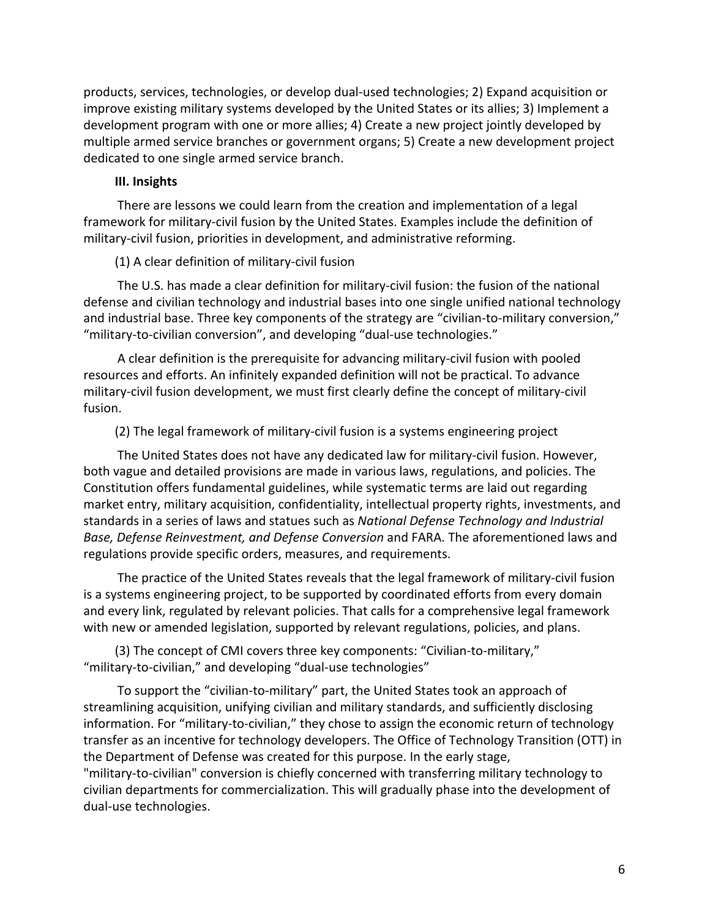products, services, technologies, or develop dual-used technologies; 2) Expand acquisition or improve existing military systems developed by the United States or its allies; 3) Implement a development program with one or more allies; 4) Create a new project jointly developed by multiple armed service branches or government organs; 5) Create a new development project dedicated to one single armed service branch.

### III. Insights

There are lessons we could learn from the creation and implementation of a legal framework for military-civil fusion by the United States. Examples include the definition of military-civil fusion, priorities in development, and administrative reforming.

(1) A clear definition of military-civil fusion

The U.S. has made a clear definition for military-civil fusion: the fusion of the national defense and civilian technology and industrial bases into one single unified national technology and industrial base. Three key components of the strategy are “civilian-to-military conversion,” “military-to-civilian conversion”, and developing “dual-use technologies.”

A clear definition is the prerequisite for advancing military-civil fusion with pooled resources and efforts. An infinitely expanded definition will not be practical. To advance military-civil fusion development, we must first clearly define the concept of military-civil fusion.

(2) The legal framework of military-civil fusion is a systems engineering project

The United States does not have any dedicated law for military-civil fusion. However, both vague and detailed provisions are made in various laws, regulations, and policies. The Constitution offers fundamental guidelines, while systematic terms are laid out regarding market entry, military acquisition, confidentiality, intellectual property rights, investments, and standards in a series of laws and statues such as *National Defense Technology and Industrial Base, Defense Reinvestment, and Defense Conversion* and FARA. The aforementioned laws and regulations provide specific orders, measures, and requirements.

The practice of the United States reveals that the legal framework of military-civil fusion is a systems engineering project, to be supported by coordinated efforts from every domain and every link, regulated by relevant policies. That calls for a comprehensive legal framework with new or amended legislation, supported by relevant regulations, policies, and plans.

(3) The concept of CMI covers three key components: “Civilian-to-military,” “military-to-civilian,” and developing “dual-use technologies”

To support the “civilian-to-military” part, the United States took an approach of streamlining acquisition, unifying civilian and military standards, and sufficiently disclosing information. For “military-to-civilian,” they chose to assign the economic return of technology transfer as an incentive for technology developers. The Office of Technology Transition (OTT) in the Department of Defense was created for this purpose. In the early stage, "military-to-civilian" conversion is chiefly concerned with transferring military technology to civilian departments for commercialization. This will gradually phase into the development of dual-use technologies.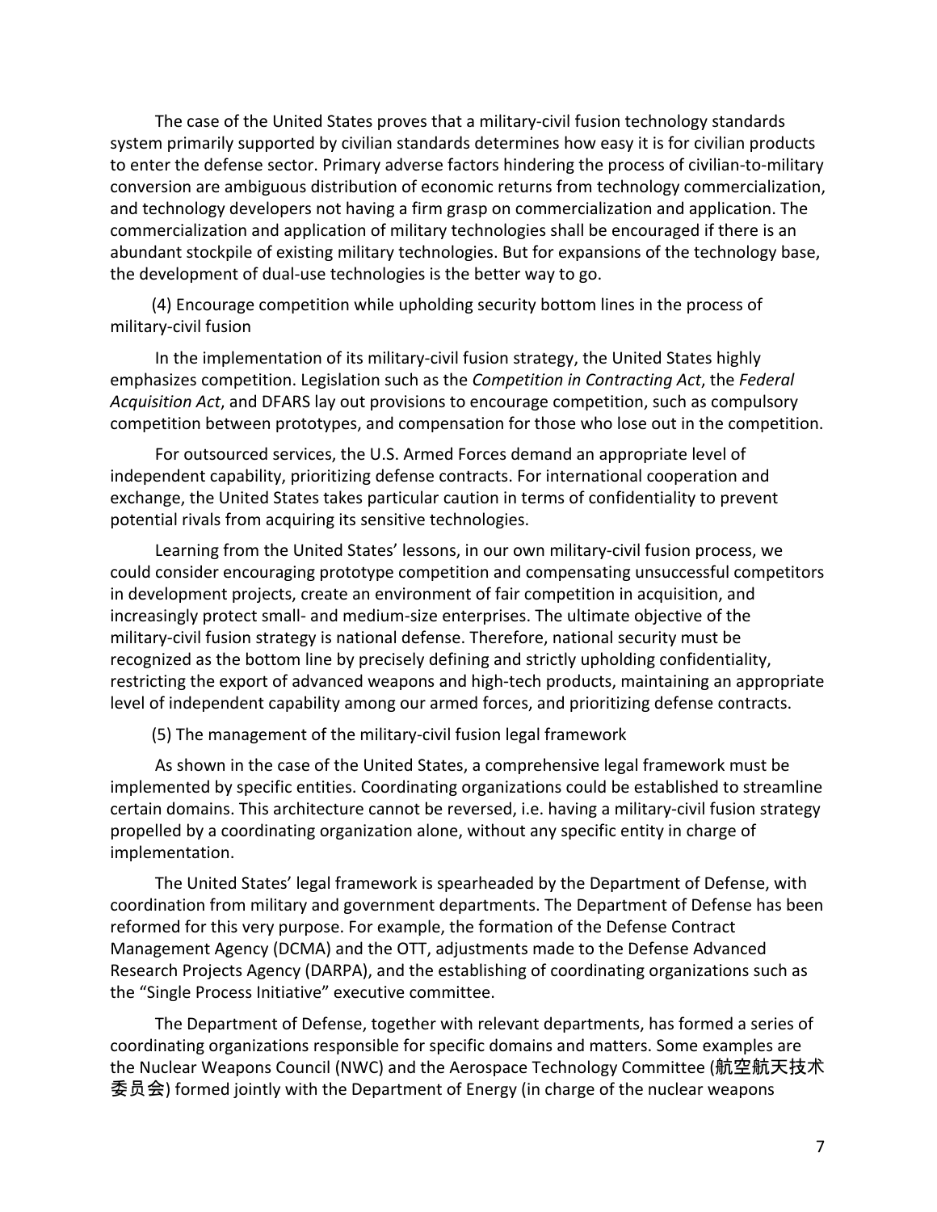The case of the United States proves that a military-civil fusion technology standards system primarily supported by civilian standards determines how easy it is for civilian products to enter the defense sector. Primary adverse factors hindering the process of civilian-to-military conversion are ambiguous distribution of economic returns from technology commercialization, and technology developers not having a firm grasp on commercialization and application. The commercialization and application of military technologies shall be encouraged if there is an abundant stockpile of existing military technologies. But for expansions of the technology base, the development of dual-use technologies is the better way to go.

(4) Encourage competition while upholding security bottom lines in the process of military-civil fusion

In the implementation of its military-civil fusion strategy, the United States highly emphasizes competition. Legislation such as the *Competition in Contracting Act*, the *Federal Acquisition Act*, and DFARS lay out provisions to encourage competition, such as compulsory competition between prototypes, and compensation for those who lose out in the competition.

For outsourced services, the U.S. Armed Forces demand an appropriate level of independent capability, prioritizing defense contracts. For international cooperation and exchange, the United States takes particular caution in terms of confidentiality to prevent potential rivals from acquiring its sensitive technologies.

Learning from the United States' lessons, in our own military-civil fusion process, we could consider encouraging prototype competition and compensating unsuccessful competitors in development projects, create an environment of fair competition in acquisition, and increasingly protect small- and medium-size enterprises. The ultimate objective of the military-civil fusion strategy is national defense. Therefore, national security must be recognized as the bottom line by precisely defining and strictly upholding confidentiality, restricting the export of advanced weapons and high-tech products, maintaining an appropriate level of independent capability among our armed forces, and prioritizing defense contracts.

(5) The management of the military-civil fusion legal framework

As shown in the case of the United States, a comprehensive legal framework must be implemented by specific entities. Coordinating organizations could be established to streamline certain domains. This architecture cannot be reversed, i.e. having a military-civil fusion strategy propelled by a coordinating organization alone, without any specific entity in charge of implementation.

The United States' legal framework is spearheaded by the Department of Defense, with coordination from military and government departments. The Department of Defense has been reformed for this very purpose. For example, the formation of the Defense Contract Management Agency (DCMA) and the OTT, adjustments made to the Defense Advanced Research Projects Agency (DARPA), and the establishing of coordinating organizations such as the "Single Process Initiative" executive committee.

The Department of Defense, together with relevant departments, has formed a series of coordinating organizations responsible for specific domains and matters. Some examples are the Nuclear Weapons Council (NWC) and the Aerospace Technology Committee (航空航天技术委员会) formed jointly with the Department of Energy (in charge of the nuclear weapons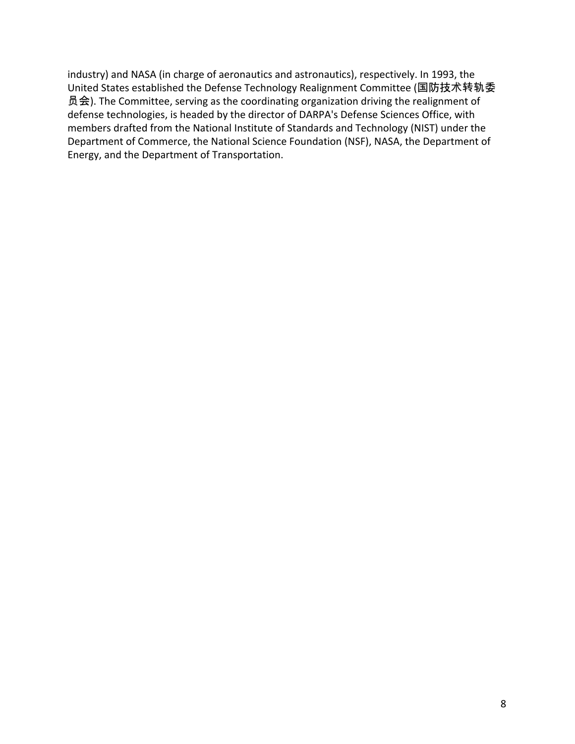industry) and NASA (in charge of aeronautics and astronautics), respectively. In 1993, the United States established the Defense Technology Realignment Committee (国防技术转轨委员会). The Committee, serving as the coordinating organization driving the realignment of defense technologies, is headed by the director of DARPA's Defense Sciences Office, with members drafted from the National Institute of Standards and Technology (NIST) under the Department of Commerce, the National Science Foundation (NSF), NASA, the Department of Energy, and the Department of Transportation.